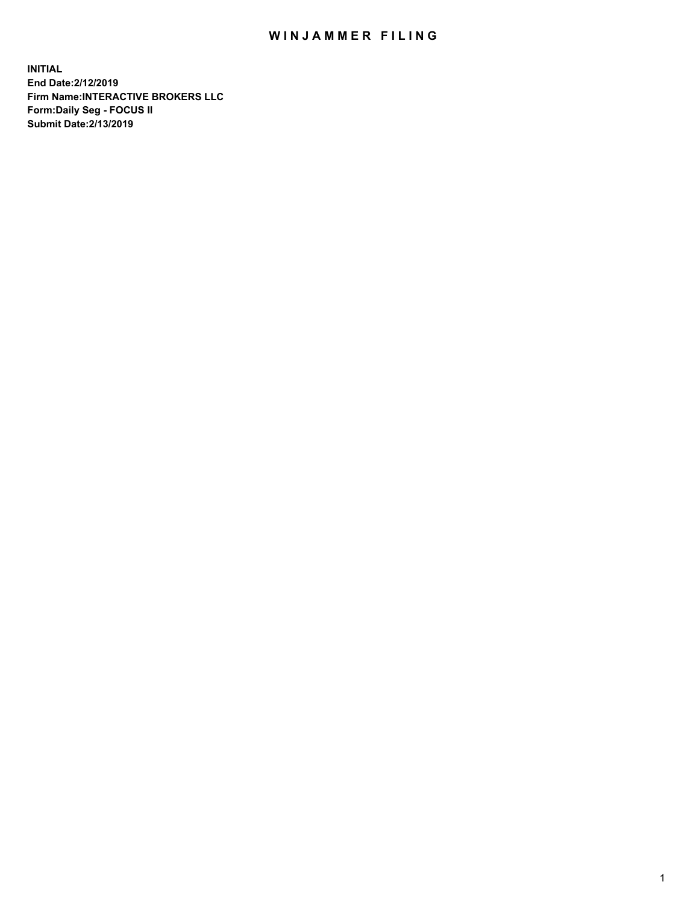# WINJAMMER FILING

**INITIAL**
**End Date:2/12/2019**
**Firm Name:INTERACTIVE BROKERS LLC**
**Form:Daily Seg - FOCUS II**
**Submit Date:2/13/2019**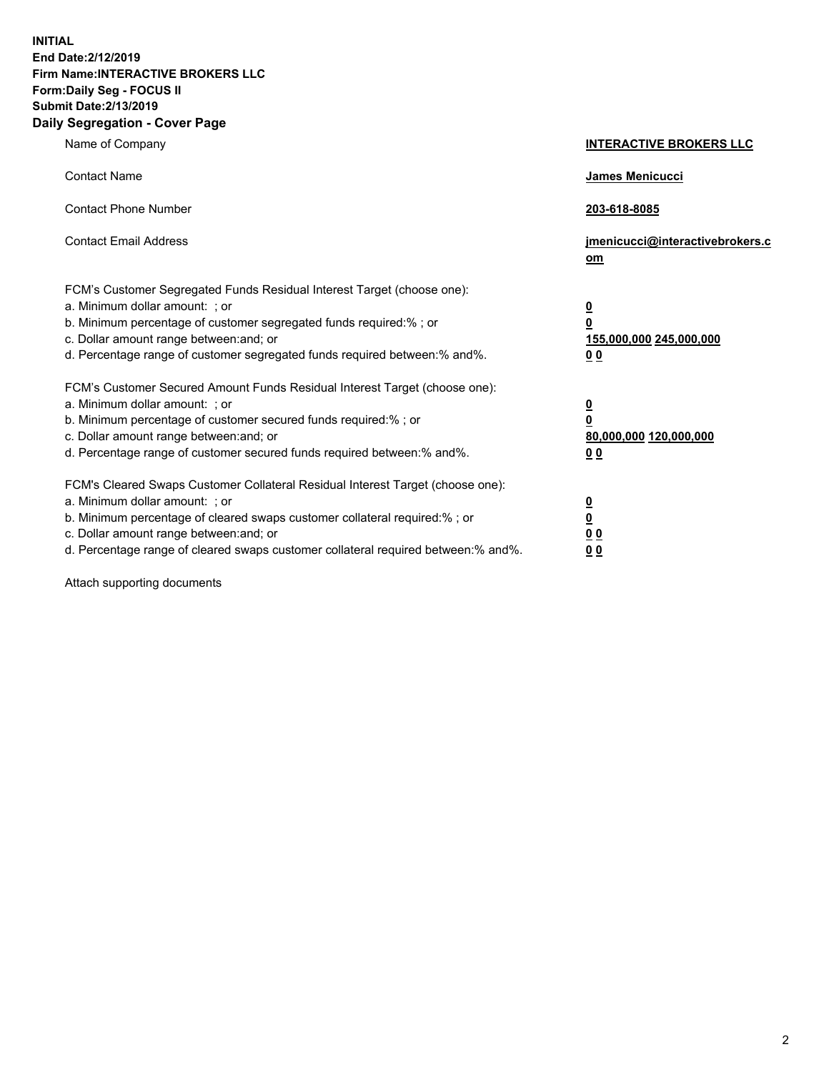**INITIAL**
**End Date:2/12/2019**
**Firm Name:INTERACTIVE BROKERS LLC**
**Form:Daily Seg - FOCUS II**
**Submit Date:2/13/2019**

## Daily Segregation - Cover Page

| | |
|---|---|
| Name of Company | **INTERACTIVE BROKERS LLC** |
| Contact Name | **James Menicucci** |
| Contact Phone Number | **203-618-8085** |
| Contact Email Address | **jmenicucci@interactivebrokers.com** |
| FCM's Customer Segregated Funds Residual Interest Target (choose one): | |
| a. Minimum dollar amount: ; or | **0** |
| b. Minimum percentage of customer segregated funds required:% ; or | **0** |
| c. Dollar amount range between:and; or | **155,000,000 245,000,000** |
| d. Percentage range of customer segregated funds required between:% and%. | **0 0** |
| FCM's Customer Secured Amount Funds Residual Interest Target (choose one): | |
| a. Minimum dollar amount: ; or | **0** |
| b. Minimum percentage of customer secured funds required:% ; or | **0** |
| c. Dollar amount range between:and; or | **80,000,000 120,000,000** |
| d. Percentage range of customer secured funds required between:% and%. | **0 0** |
| FCM's Cleared Swaps Customer Collateral Residual Interest Target (choose one): | |
| a. Minimum dollar amount: ; or | **0** |
| b. Minimum percentage of cleared swaps customer collateral required:% ; or | **0** |
| c. Dollar amount range between:and; or | **0 0** |
| d. Percentage range of cleared swaps customer collateral required between:% and%. | **0 0** |

Attach supporting documents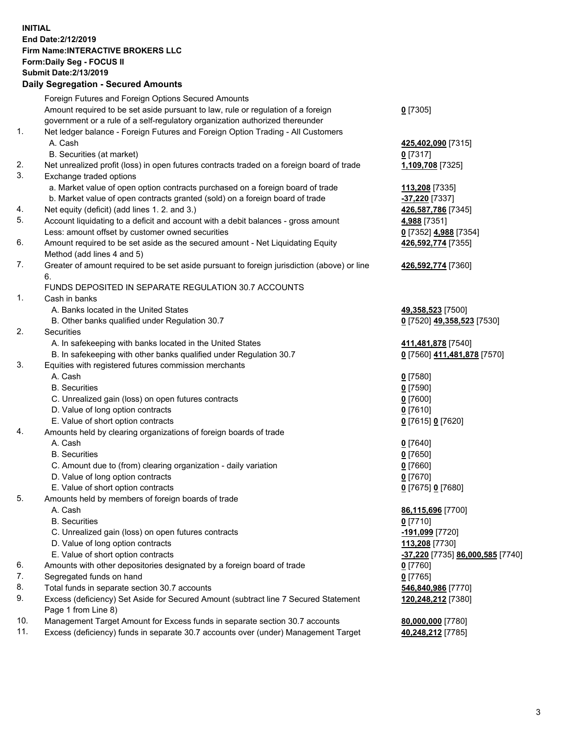**INITIAL**
**End Date:2/12/2019**
**Firm Name:INTERACTIVE BROKERS LLC**
**Form:Daily Seg - FOCUS II**
**Submit Date:2/13/2019**

**Daily Segregation - Secured Amounts**

| | | |
|---|---|---|
| | Foreign Futures and Foreign Options Secured Amounts | |
| | Amount required to be set aside pursuant to law, rule or regulation of a foreign government or a rule of a self-regulatory organization authorized thereunder | **0** [7305] |
| 1. | Net ledger balance - Foreign Futures and Foreign Option Trading - All Customers | |
| | A. Cash | **425,402,090** [7315] |
| | B. Securities (at market) | **0** [7317] |
| 2. | Net unrealized profit (loss) in open futures contracts traded on a foreign board of trade | **1,109,708** [7325] |
| 3. | Exchange traded options | |
| | a. Market value of open option contracts purchased on a foreign board of trade | **113,208** [7335] |
| | b. Market value of open contracts granted (sold) on a foreign board of trade | **-37,220** [7337] |
| 4. | Net equity (deficit) (add lines 1. 2. and 3.) | **426,587,786** [7345] |
| 5. | Account liquidating to a deficit and account with a debit balances - gross amount | **4,988** [7351] |
| | Less: amount offset by customer owned securities | **0** [7352] **4,988** [7354] |
| 6. | Amount required to be set aside as the secured amount - Net Liquidating Equity Method (add lines 4 and 5) | **426,592,774** [7355] |
| 7. | Greater of amount required to be set aside pursuant to foreign jurisdiction (above) or line 6. | **426,592,774** [7360] |
| | FUNDS DEPOSITED IN SEPARATE REGULATION 30.7 ACCOUNTS | |
| 1. | Cash in banks | |
| | A. Banks located in the United States | **49,358,523** [7500] |
| | B. Other banks qualified under Regulation 30.7 | **0** [7520] **49,358,523** [7530] |
| 2. | Securities | |
| | A. In safekeeping with banks located in the United States | **411,481,878** [7540] |
| | B. In safekeeping with other banks qualified under Regulation 30.7 | **0** [7560] **411,481,878** [7570] |
| 3. | Equities with registered futures commission merchants | |
| | A. Cash | **0** [7580] |
| | B. Securities | **0** [7590] |
| | C. Unrealized gain (loss) on open futures contracts | **0** [7600] |
| | D. Value of long option contracts | **0** [7610] |
| | E. Value of short option contracts | **0** [7615] **0** [7620] |
| 4. | Amounts held by clearing organizations of foreign boards of trade | |
| | A. Cash | **0** [7640] |
| | B. Securities | **0** [7650] |
| | C. Amount due to (from) clearing organization - daily variation | **0** [7660] |
| | D. Value of long option contracts | **0** [7670] |
| | E. Value of short option contracts | **0** [7675] **0** [7680] |
| 5. | Amounts held by members of foreign boards of trade | |
| | A. Cash | **86,115,696** [7700] |
| | B. Securities | **0** [7710] |
| | C. Unrealized gain (loss) on open futures contracts | **-191,099** [7720] |
| | D. Value of long option contracts | **113,208** [7730] |
| | E. Value of short option contracts | **-37,220** [7735] **86,000,585** [7740] |
| 6. | Amounts with other depositories designated by a foreign board of trade | **0** [7760] |
| 7. | Segregated funds on hand | **0** [7765] |
| 8. | Total funds in separate section 30.7 accounts | **546,840,986** [7770] |
| 9. | Excess (deficiency) Set Aside for Secured Amount (subtract line 7 Secured Statement Page 1 from Line 8) | **120,248,212** [7380] |
| 10. | Management Target Amount for Excess funds in separate section 30.7 accounts | **80,000,000** [7780] |
| 11. | Excess (deficiency) funds in separate 30.7 accounts over (under) Management Target | **40,248,212** [7785] |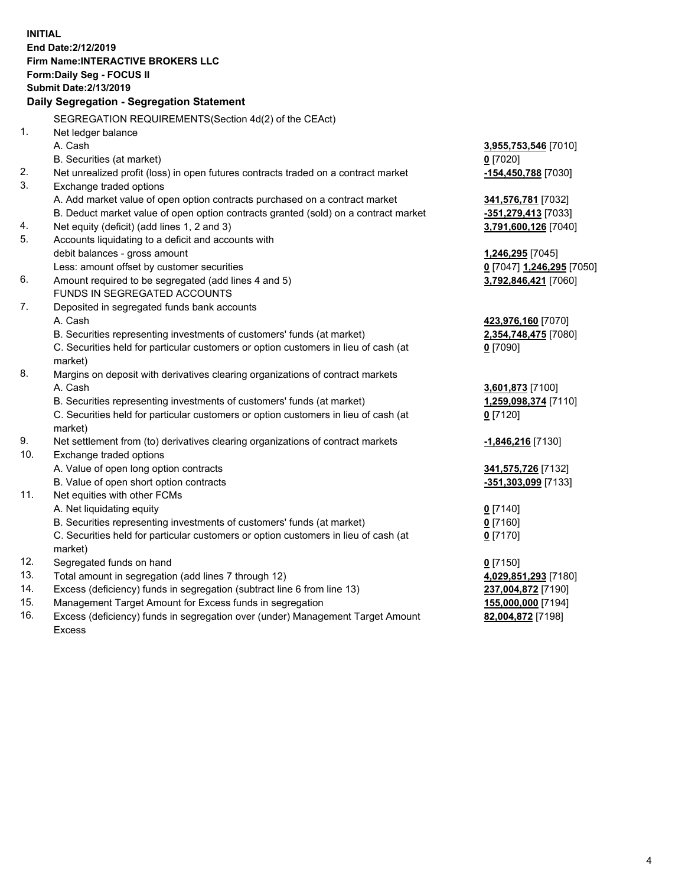**INITIAL**
**End Date:2/12/2019**
**Firm Name:INTERACTIVE BROKERS LLC**
**Form:Daily Seg - FOCUS II**
**Submit Date:2/13/2019**

**Daily Segregation - Segregation Statement**

SEGREGATION REQUIREMENTS(Section 4d(2) of the CEAct)

| | | |
|---|---|---|
| 1. | Net ledger balance | |
| | A. Cash | 3,955,753,546 [7010] |
| | B. Securities (at market) | 0 [7020] |
| 2. | Net unrealized profit (loss) in open futures contracts traded on a contract market | -154,450,788 [7030] |
| 3. | Exchange traded options | |
| | A. Add market value of open option contracts purchased on a contract market | 341,576,781 [7032] |
| | B. Deduct market value of open option contracts granted (sold) on a contract market | -351,279,413 [7033] |
| 4. | Net equity (deficit) (add lines 1, 2 and 3) | 3,791,600,126 [7040] |
| 5. | Accounts liquidating to a deficit and accounts with debit balances - gross amount | 1,246,295 [7045] |
| | Less: amount offset by customer securities | 0 [7047] 1,246,295 [7050] |
| 6. | Amount required to be segregated (add lines 4 and 5) | 3,792,846,421 [7060] |
| | FUNDS IN SEGREGATED ACCOUNTS | |
| 7. | Deposited in segregated funds bank accounts | |
| | A. Cash | 423,976,160 [7070] |
| | B. Securities representing investments of customers' funds (at market) | 2,354,748,475 [7080] |
| | C. Securities held for particular customers or option customers in lieu of cash (at market) | 0 [7090] |
| 8. | Margins on deposit with derivatives clearing organizations of contract markets | |
| | A. Cash | 3,601,873 [7100] |
| | B. Securities representing investments of customers' funds (at market) | 1,259,098,374 [7110] |
| | C. Securities held for particular customers or option customers in lieu of cash (at market) | 0 [7120] |
| 9. | Net settlement from (to) derivatives clearing organizations of contract markets | -1,846,216 [7130] |
| 10. | Exchange traded options | |
| | A. Value of open long option contracts | 341,575,726 [7132] |
| | B. Value of open short option contracts | -351,303,099 [7133] |
| 11. | Net equities with other FCMs | |
| | A. Net liquidating equity | 0 [7140] |
| | B. Securities representing investments of customers' funds (at market) | 0 [7160] |
| | C. Securities held for particular customers or option customers in lieu of cash (at market) | 0 [7170] |
| 12. | Segregated funds on hand | 0 [7150] |
| 13. | Total amount in segregation (add lines 7 through 12) | 4,029,851,293 [7180] |
| 14. | Excess (deficiency) funds in segregation (subtract line 6 from line 13) | 237,004,872 [7190] |
| 15. | Management Target Amount for Excess funds in segregation | 155,000,000 [7194] |
| 16. | Excess (deficiency) funds in segregation over (under) Management Target Amount Excess | 82,004,872 [7198] |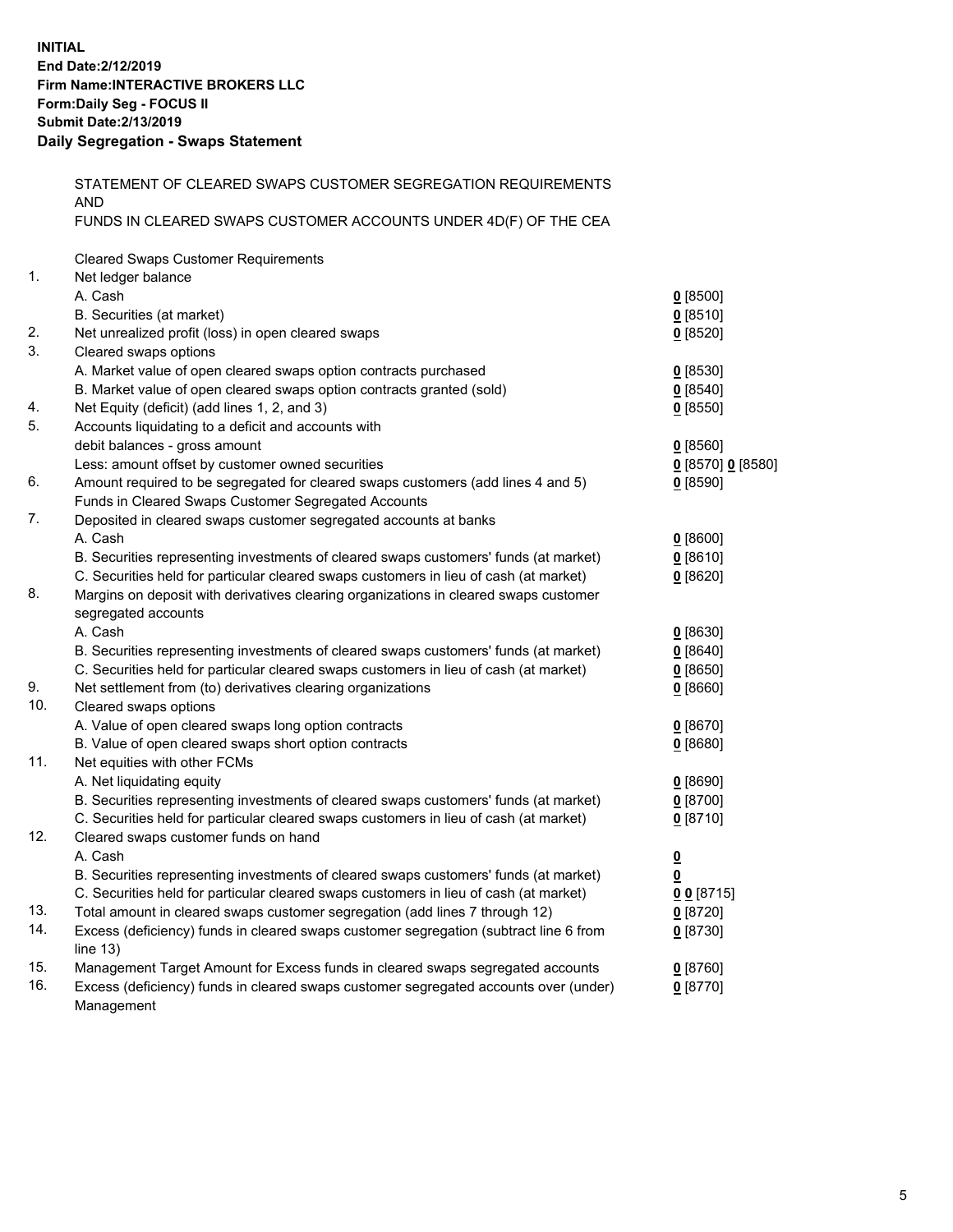**INITIAL**
**End Date:2/12/2019**
**Firm Name:INTERACTIVE BROKERS LLC**
**Form:Daily Seg - FOCUS II**
**Submit Date:2/13/2019**
**Daily Segregation - Swaps Statement**

STATEMENT OF CLEARED SWAPS CUSTOMER SEGREGATION REQUIREMENTS AND FUNDS IN CLEARED SWAPS CUSTOMER ACCOUNTS UNDER 4D(F) OF THE CEA

| | | |
|---|---|---|
| | Cleared Swaps Customer Requirements | |
| 1. | Net ledger balance | |
| | A. Cash | 0 [8500] |
| | B. Securities (at market) | 0 [8510] |
| 2. | Net unrealized profit (loss) in open cleared swaps | 0 [8520] |
| 3. | Cleared swaps options | |
| | A. Market value of open cleared swaps option contracts purchased | 0 [8530] |
| | B. Market value of open cleared swaps option contracts granted (sold) | 0 [8540] |
| 4. | Net Equity (deficit) (add lines 1, 2, and 3) | 0 [8550] |
| 5. | Accounts liquidating to a deficit and accounts with debit balances - gross amount | 0 [8560] |
| | Less: amount offset by customer owned securities | 0 [8570] 0 [8580] |
| 6. | Amount required to be segregated for cleared swaps customers (add lines 4 and 5) | 0 [8590] |
| | Funds in Cleared Swaps Customer Segregated Accounts | |
| 7. | Deposited in cleared swaps customer segregated accounts at banks | |
| | A. Cash | 0 [8600] |
| | B. Securities representing investments of cleared swaps customers' funds (at market) | 0 [8610] |
| | C. Securities held for particular cleared swaps customers in lieu of cash (at market) | 0 [8620] |
| 8. | Margins on deposit with derivatives clearing organizations in cleared swaps customer segregated accounts | |
| | A. Cash | 0 [8630] |
| | B. Securities representing investments of cleared swaps customers' funds (at market) | 0 [8640] |
| | C. Securities held for particular cleared swaps customers in lieu of cash (at market) | 0 [8650] |
| 9. | Net settlement from (to) derivatives clearing organizations | 0 [8660] |
| 10. | Cleared swaps options | |
| | A. Value of open cleared swaps long option contracts | 0 [8670] |
| | B. Value of open cleared swaps short option contracts | 0 [8680] |
| 11. | Net equities with other FCMs | |
| | A. Net liquidating equity | 0 [8690] |
| | B. Securities representing investments of cleared swaps customers' funds (at market) | 0 [8700] |
| | C. Securities held for particular cleared swaps customers in lieu of cash (at market) | 0 [8710] |
| 12. | Cleared swaps customer funds on hand | |
| | A. Cash | 0 |
| | B. Securities representing investments of cleared swaps customers' funds (at market) | 0 |
| | C. Securities held for particular cleared swaps customers in lieu of cash (at market) | 0 0 [8715] |
| 13. | Total amount in cleared swaps customer segregation (add lines 7 through 12) | 0 [8720] |
| 14. | Excess (deficiency) funds in cleared swaps customer segregation (subtract line 6 from line 13) | 0 [8730] |
| 15. | Management Target Amount for Excess funds in cleared swaps segregated accounts | 0 [8760] |
| 16. | Excess (deficiency) funds in cleared swaps customer segregated accounts over (under) Management | 0 [8770] |